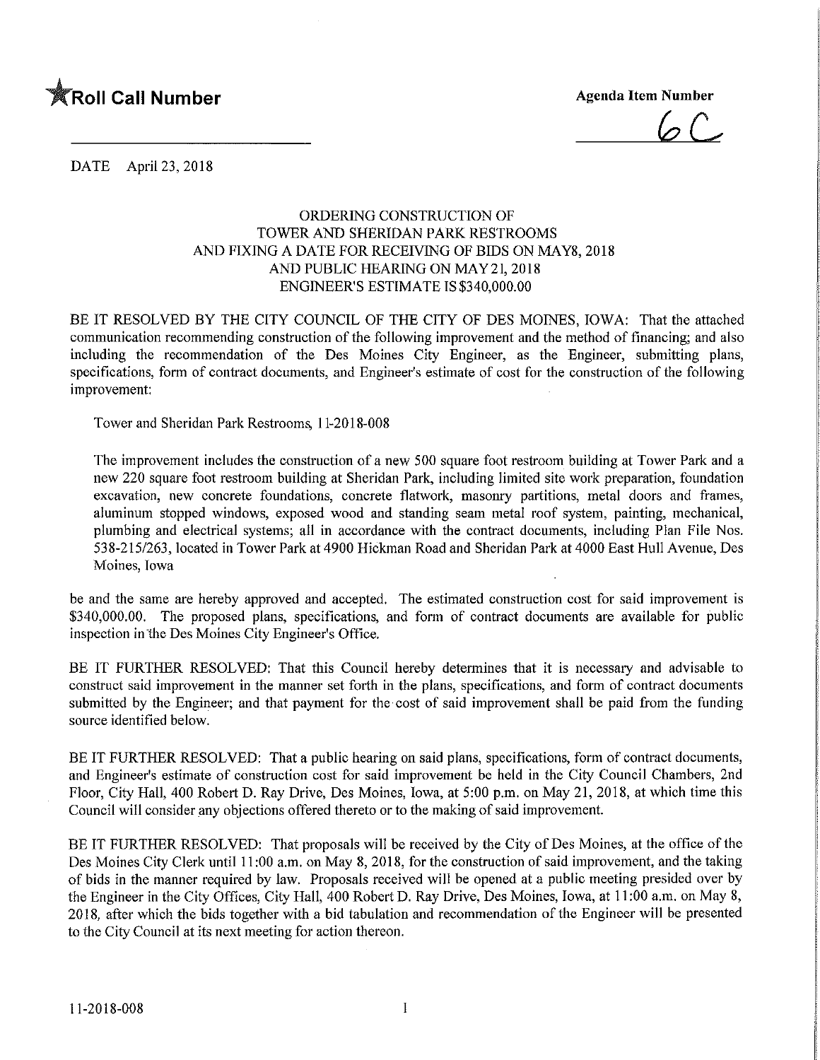**★Roll Call Number**

**Agenda Item Number**

6C

DATE April 23, 2018

ORDERING CONSTRUCTION OF
TOWER AND SHERIDAN PARK RESTROOMS
AND FIXING A DATE FOR RECEIVING OF BIDS ON MAY8, 2018
AND PUBLIC HEARING ON MAY 21, 2018
ENGINEER'S ESTIMATE IS $340,000.00

BE IT RESOLVED BY THE CITY COUNCIL OF THE CITY OF DES MOINES, IOWA: That the attached communication recommending construction of the following improvement and the method of financing; and also including the recommendation of the Des Moines City Engineer, as the Engineer, submitting plans, specifications, form of contract documents, and Engineer's estimate of cost for the construction of the following improvement:

Tower and Sheridan Park Restrooms, 11-2018-008

The improvement includes the construction of a new 500 square foot restroom building at Tower Park and a new 220 square foot restroom building at Sheridan Park, including limited site work preparation, foundation excavation, new concrete foundations, concrete flatwork, masonry partitions, metal doors and frames, aluminum stopped windows, exposed wood and standing seam metal roof system, painting, mechanical, plumbing and electrical systems; all in accordance with the contract documents, including Plan File Nos. 538-215/263, located in Tower Park at 4900 Hickman Road and Sheridan Park at 4000 East Hull Avenue, Des Moines, Iowa

be and the same are hereby approved and accepted. The estimated construction cost for said improvement is $340,000.00. The proposed plans, specifications, and form of contract documents are available for public inspection in the Des Moines City Engineer's Office.

BE IT FURTHER RESOLVED: That this Council hereby determines that it is necessary and advisable to construct said improvement in the manner set forth in the plans, specifications, and form of contract documents submitted by the Engineer; and that payment for the cost of said improvement shall be paid from the funding source identified below.

BE IT FURTHER RESOLVED: That a public hearing on said plans, specifications, form of contract documents, and Engineer's estimate of construction cost for said improvement be held in the City Council Chambers, 2nd Floor, City Hall, 400 Robert D. Ray Drive, Des Moines, Iowa, at 5:00 p.m. on May 21, 2018, at which time this Council will consider any objections offered thereto or to the making of said improvement.

BE IT FURTHER RESOLVED: That proposals will be received by the City of Des Moines, at the office of the Des Moines City Clerk until 11:00 a.m. on May 8, 2018, for the construction of said improvement, and the taking of bids in the manner required by law. Proposals received will be opened at a public meeting presided over by the Engineer in the City Offices, City Hall, 400 Robert D. Ray Drive, Des Moines, Iowa, at 11:00 a.m. on May 8, 2018, after which the bids together with a bid tabulation and recommendation of the Engineer will be presented to the City Council at its next meeting for action thereon.

11-2018-008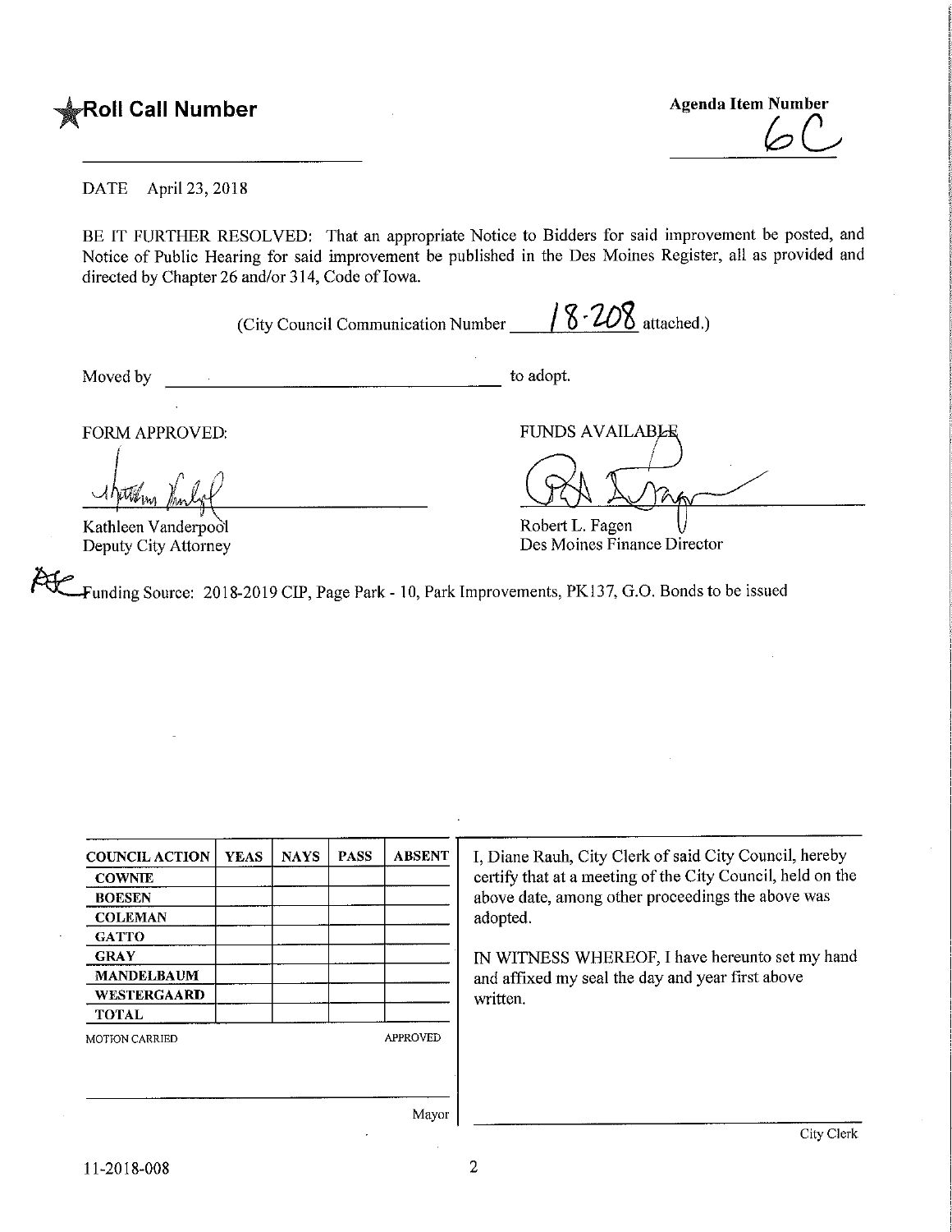**★Roll Call Number**

**Agenda Item Number**
6C

DATE April 23, 2018

BE IT FURTHER RESOLVED: That an appropriate Notice to Bidders for said improvement be posted, and Notice of Public Hearing for said improvement be published in the Des Moines Register, all as provided and directed by Chapter 26 and/or 314, Code of Iowa.

(City Council Communication Number 18-208 attached.)

Moved by ______________________________ to adopt.

FORM APPROVED:

Kathleen Vanderpool
Deputy City Attorney

FUNDS AVAILABLE

Robert L. Fagen
Des Moines Finance Director

Funding Source: 2018-2019 CIP, Page Park - 10, Park Improvements, PK137, G.O. Bonds to be issued

| COUNCIL ACTION | YEAS | NAYS | PASS | ABSENT |
|---|---|---|---|---|
| COWNIE | | | | |
| BOESEN | | | | |
| COLEMAN | | | | |
| GATTO | | | | |
| GRAY | | | | |
| MANDELBAUM | | | | |
| WESTERGAARD | | | | |
| TOTAL | | | | |

MOTION CARRIED APPROVED

Mayor

I, Diane Rauh, City Clerk of said City Council, hereby certify that at a meeting of the City Council, held on the above date, among other proceedings the above was adopted.

IN WITNESS WHEREOF, I have hereunto set my hand and affixed my seal the day and year first above written.

City Clerk

11-2018-008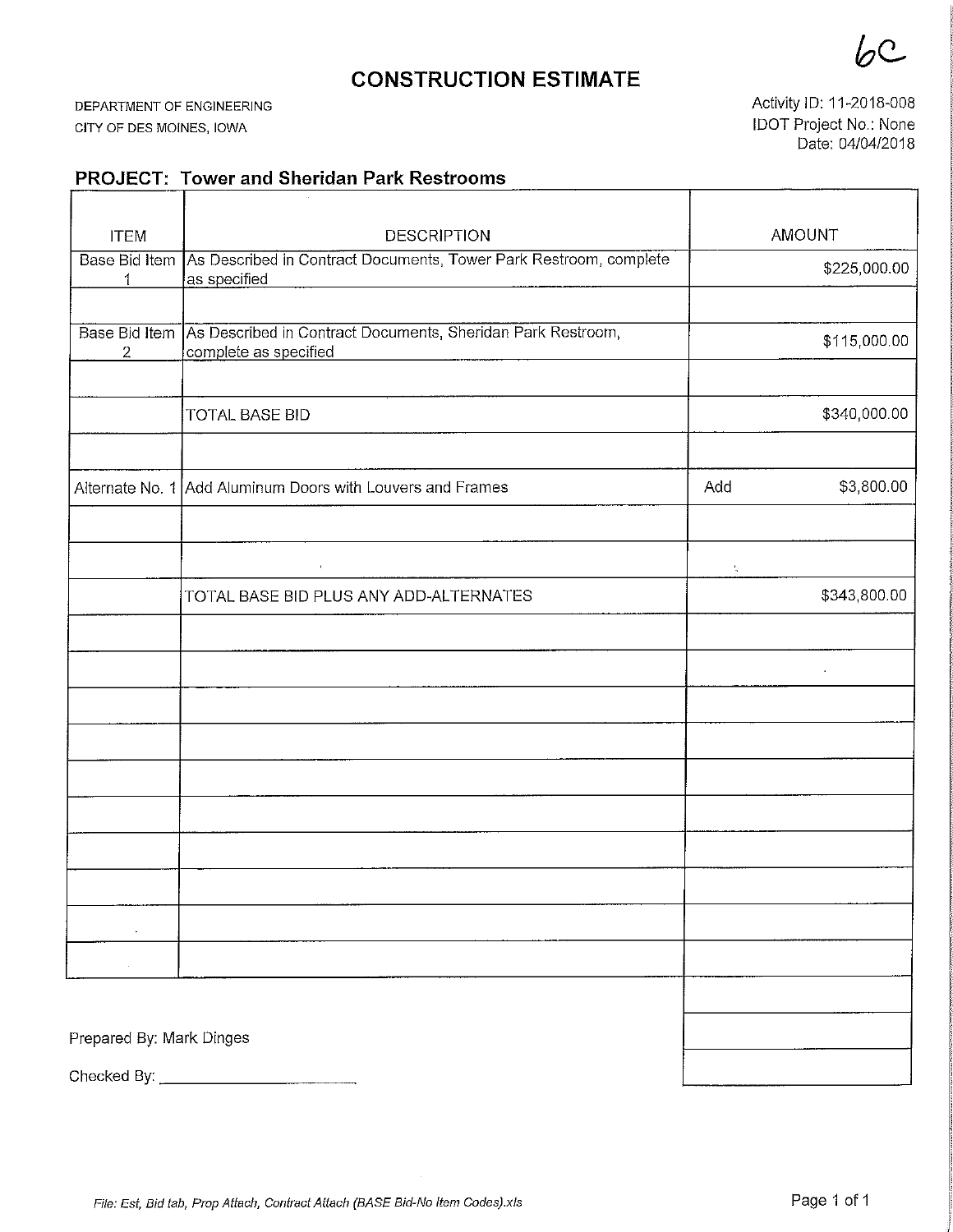6C

# CONSTRUCTION ESTIMATE

DEPARTMENT OF ENGINEERING
CITY OF DES MOINES, IOWA

Activity ID: 11-2018-008
IDOT Project No.: None
Date: 04/04/2018

## PROJECT: Tower and Sheridan Park Restrooms

| ITEM | DESCRIPTION | AMOUNT | |
|---|---|---|---|
| Base Bid Item 1 | As Described in Contract Documents, Tower Park Restroom, complete as specified | | $225,000.00 |
| | | | |
| Base Bid Item 2 | As Described in Contract Documents, Sheridan Park Restroom, complete as specified | | $115,000.00 |
| | | | |
| | TOTAL BASE BID | | $340,000.00 |
| | | | |
| Alternate No. 1 | Add Aluminum Doors with Louvers and Frames | Add | $3,800.00 |
| | | | |
| | | | |
| | TOTAL BASE BID PLUS ANY ADD-ALTERNATES | | $343,800.00 |

Prepared By: Mark Dinges

Checked By: ______________________

*File: Est, Bid tab, Prop Attach, Contract Attach (BASE Bid-No Item Codes).xls*